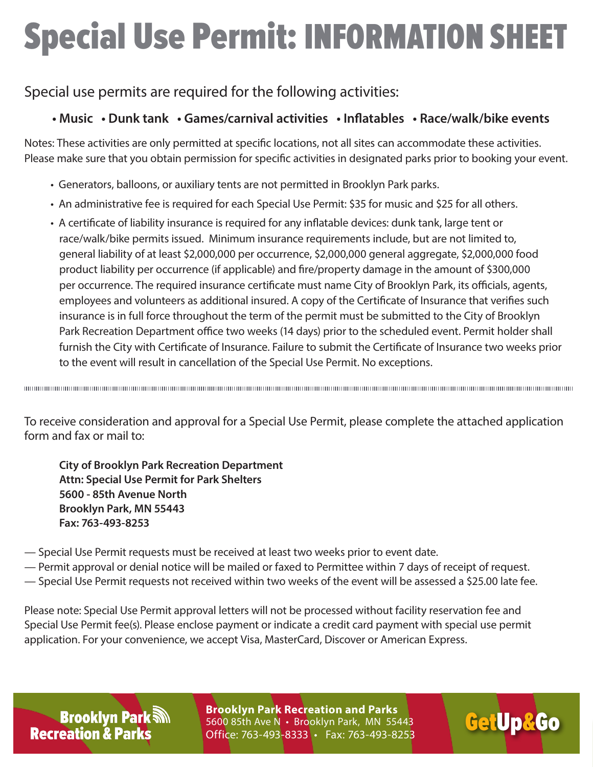# Special Use Permit: INFORMATION SHEET

Special use permits are required for the following activities:

**• Music • Dunk tank • Games/carnival activities • Inflatables • Race/walk/bike events**

Notes: These activities are only permitted at specific locations, not all sites can accommodate these activities. Please make sure that you obtain permission for specific activities in designated parks prior to booking your event.

- Generators, balloons, or auxiliary tents are not permitted in Brooklyn Park parks.
- An administrative fee is required for each Special Use Permit: $35 for music and $25 for all others.
- A certificate of liability insurance is required for any inflatable devices: dunk tank, large tent or race/walk/bike permits issued. Minimum insurance requirements include, but are not limited to, general liability of at least $2,000,000 per occurrence, $2,000,000 general aggregate, $2,000,000 food product liability per occurrence (if applicable) and fire/property damage in the amount of $300,000 per occurrence. The required insurance certificate must name City of Brooklyn Park, its officials, agents, employees and volunteers as additional insured. A copy of the Certificate of Insurance that verifies such insurance is in full force throughout the term of the permit must be submitted to the City of Brooklyn Park Recreation Department office two weeks (14 days) prior to the scheduled event. Permit holder shall furnish the City with Certificate of Insurance. Failure to submit the Certificate of Insurance two weeks prior to the event will result in cancellation of the Special Use Permit. No exceptions.

---

To receive consideration and approval for a Special Use Permit, please complete the attached application form and fax or mail to:

**City of Brooklyn Park Recreation Department**
**Attn: Special Use Permit for Park Shelters**
**5600 - 85th Avenue North**
**Brooklyn Park, MN 55443**
**Fax: 763-493-8253**

— Special Use Permit requests must be received at least two weeks prior to event date.
— Permit approval or denial notice will be mailed or faxed to Permittee within 7 days of receipt of request.
— Special Use Permit requests not received within two weeks of the event will be assessed a $25.00 late fee.

Please note: Special Use Permit approval letters will not be processed without facility reservation fee and Special Use Permit fee(s). Please enclose payment or indicate a credit card payment with special use permit application. For your convenience, we accept Visa, MasterCard, Discover or American Express.

Brooklyn Park Recreation & Parks

**Brooklyn Park Recreation and Parks**
5600 85th Ave N • Brooklyn Park, MN 55443
Office: 763-493-8333 • Fax: 763-493-8253

GetUp&Go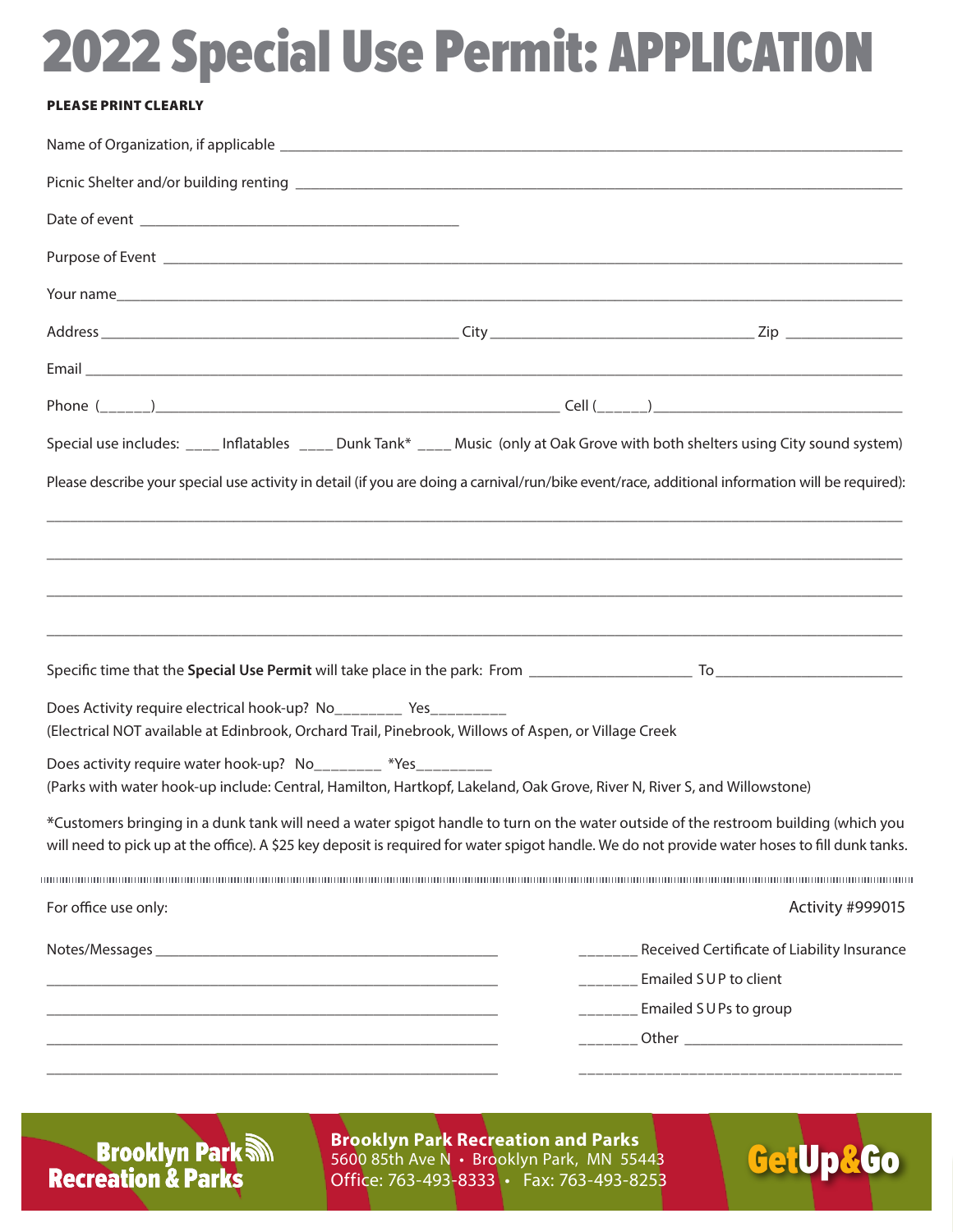# 2022 Special Use Permit: APPLICATION

**PLEASE PRINT CLEARLY**

Name of Organization, if applicable ______________________________________________

Picnic Shelter and/or building renting ______________________________________________

Date of event ______________________________

Purpose of Event ______________________________________________

Your name______________________________________________

Address ______________________________ City ______________________ Zip ____________

Email ______________________________________________

Phone (______)______________________________ Cell (______)______________________

Special use includes: ____ Inflatables ____ Dunk Tank* ____ Music (only at Oak Grove with both shelters using City sound system)

Please describe your special use activity in detail (if you are doing a carnival/run/bike event/race, additional information will be required):

______________________________________________

______________________________________________

______________________________________________

______________________________________________

Specific time that the **Special Use Permit** will take place in the park: From ________________ To ________________

Does Activity require electrical hook-up? No________ Yes_________
(Electrical NOT available at Edinbrook, Orchard Trail, Pinebrook, Willows of Aspen, or Village Creek

Does activity require water hook-up? No________ *Yes_________
(Parks with water hook-up include: Central, Hamilton, Hartkopf, Lakeland, Oak Grove, River N, River S, and Willowstone)

*Customers bringing in a dunk tank will need a water spigot handle to turn on the water outside of the restroom building (which you will need to pick up at the office). A $25 key deposit is required for water spigot handle. We do not provide water hoses to fill dunk tanks.

---

For office use only:

Activity #999015

Notes/Messages ______________________________________________

______________________________________________

______________________________________________

______________________________________________

______________________________________________

_______ Received Certificate of Liability Insurance

_______ Emailed SUP to client

_______ Emailed SUPs to group

_______ Other ______________________

______________________________

Brooklyn Park Recreation & Parks

**Brooklyn Park Recreation and Parks**
5600 85th Ave N • Brooklyn Park, MN 55443
Office: 763-493-8333 • Fax: 763-493-8253

GetUp&Go